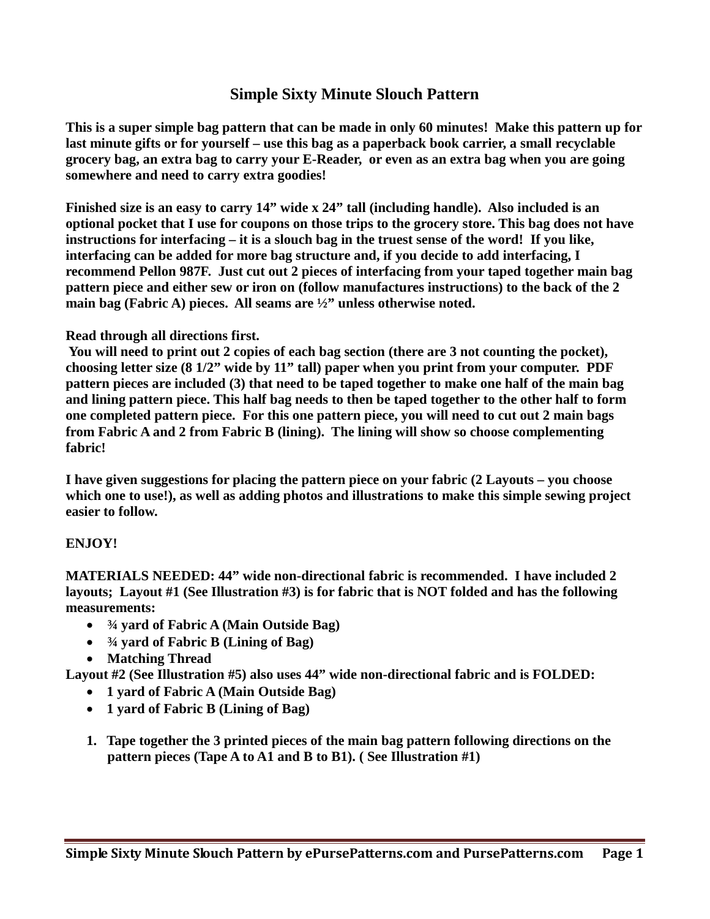# Simple Sixty Minute Slouch Pattern

**This is a super simple bag pattern that can be made in only 60 minutes! Make this pattern up for last minute gifts or for yourself – use this bag as a paperback book carrier, a small recyclable grocery bag, an extra bag to carry your E-Reader, or even as an extra bag when you are going somewhere and need to carry extra goodies!**

**Finished size is an easy to carry 14" wide x 24" tall (including handle). Also included is an optional pocket that I use for coupons on those trips to the grocery store. This bag does not have instructions for interfacing – it is a slouch bag in the truest sense of the word! If you like, interfacing can be added for more bag structure and, if you decide to add interfacing, I recommend Pellon 987F. Just cut out 2 pieces of interfacing from your taped together main bag pattern piece and either sew or iron on (follow manufactures instructions) to the back of the 2 main bag (Fabric A) pieces. All seams are ½" unless otherwise noted.**

**Read through all directions first.**

**You will need to print out 2 copies of each bag section (there are 3 not counting the pocket), choosing letter size (8 1/2" wide by 11" tall) paper when you print from your computer. PDF pattern pieces are included (3) that need to be taped together to make one half of the main bag and lining pattern piece. This half bag needs to then be taped together to the other half to form one completed pattern piece. For this one pattern piece, you will need to cut out 2 main bags from Fabric A and 2 from Fabric B (lining). The lining will show so choose complementing fabric!**

**I have given suggestions for placing the pattern piece on your fabric (2 Layouts – you choose which one to use!), as well as adding photos and illustrations to make this simple sewing project easier to follow.**

**ENJOY!**

**MATERIALS NEEDED: 44" wide non-directional fabric is recommended. I have included 2 layouts; Layout #1 (See Illustration #3) is for fabric that is NOT folded and has the following measurements:**

- **¾ yard of Fabric A (Main Outside Bag)**
- **¾ yard of Fabric B (Lining of Bag)**
- **Matching Thread**

**Layout #2 (See Illustration #5) also uses 44" wide non-directional fabric and is FOLDED:**

- **1 yard of Fabric A (Main Outside Bag)**
- **1 yard of Fabric B (Lining of Bag)**

1. **Tape together the 3 printed pieces of the main bag pattern following directions on the pattern pieces (Tape A to A1 and B to B1). ( See Illustration #1)**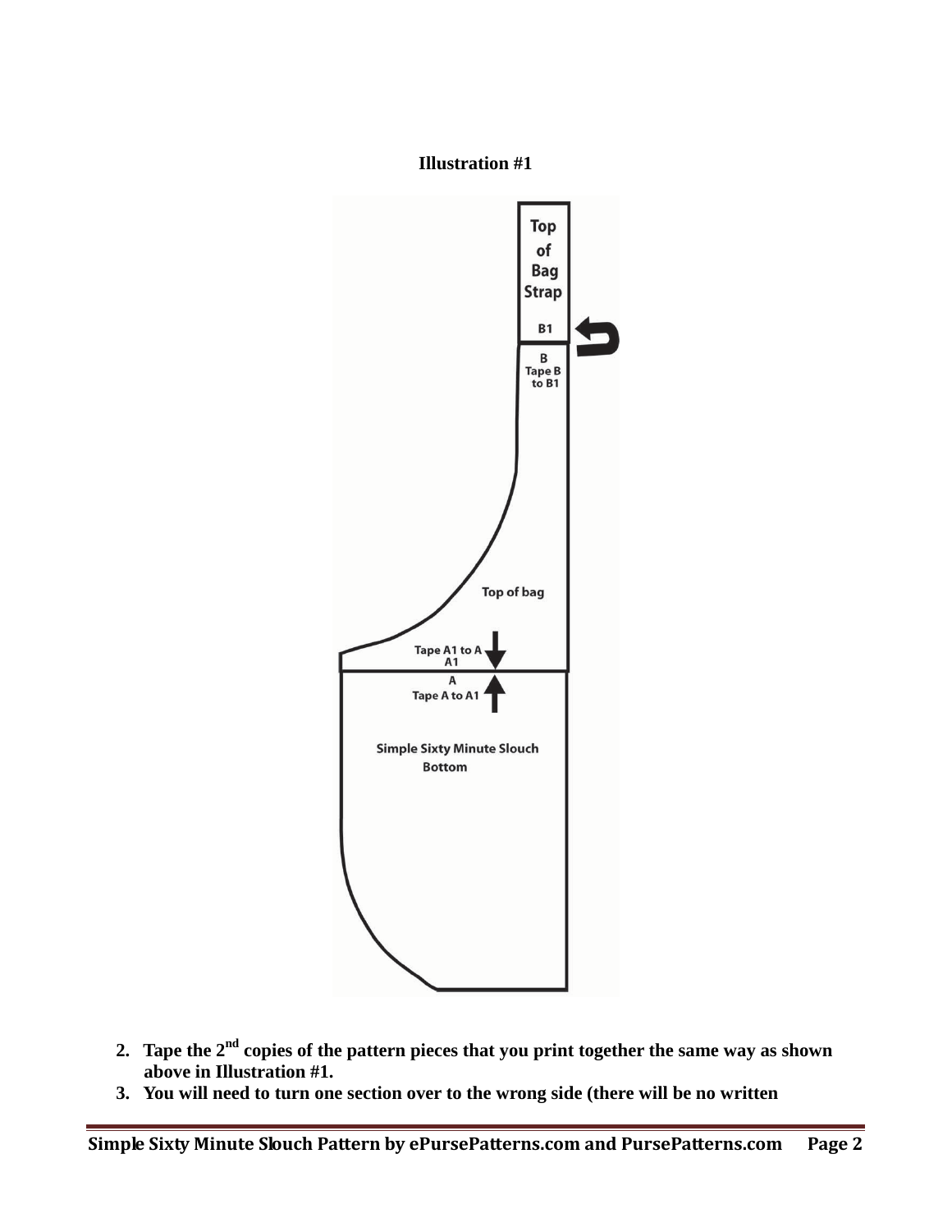**Illustration #1**

2. **Tape the 2nd copies of the pattern pieces that you print together the same way as shown above in Illustration #1.**
3. **You will need to turn one section over to the wrong side (there will be no written**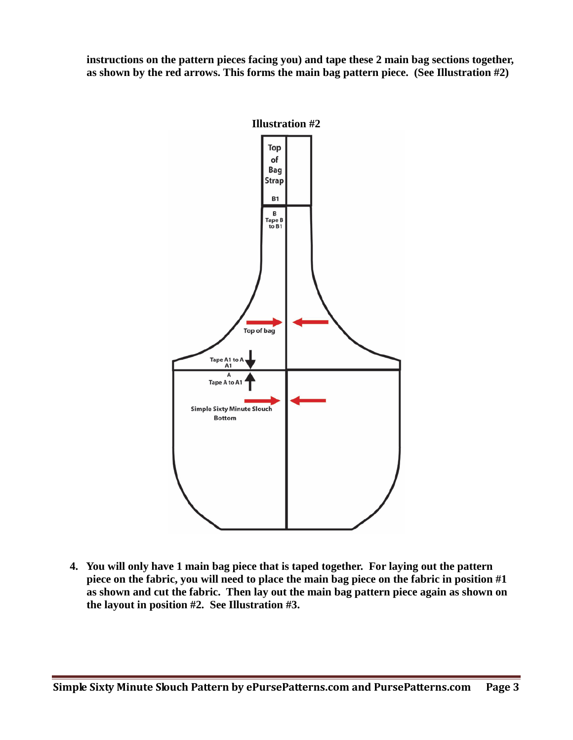**instructions on the pattern pieces facing you) and tape these 2 main bag sections together, as shown by the red arrows. This forms the main bag pattern piece. (See Illustration #2)**

**Illustration #2**

Top of Bag Strap

B1

B Tape B to B1

Top of bag

Tape A1 to A

A1

A

Tape A to A1

Simple Sixty Minute Slouch Bottom

4. **You will only have 1 main bag piece that is taped together. For laying out the pattern piece on the fabric, you will need to place the main bag piece on the fabric in position #1 as shown and cut the fabric. Then lay out the main bag pattern piece again as shown on the layout in position #2. See Illustration #3.**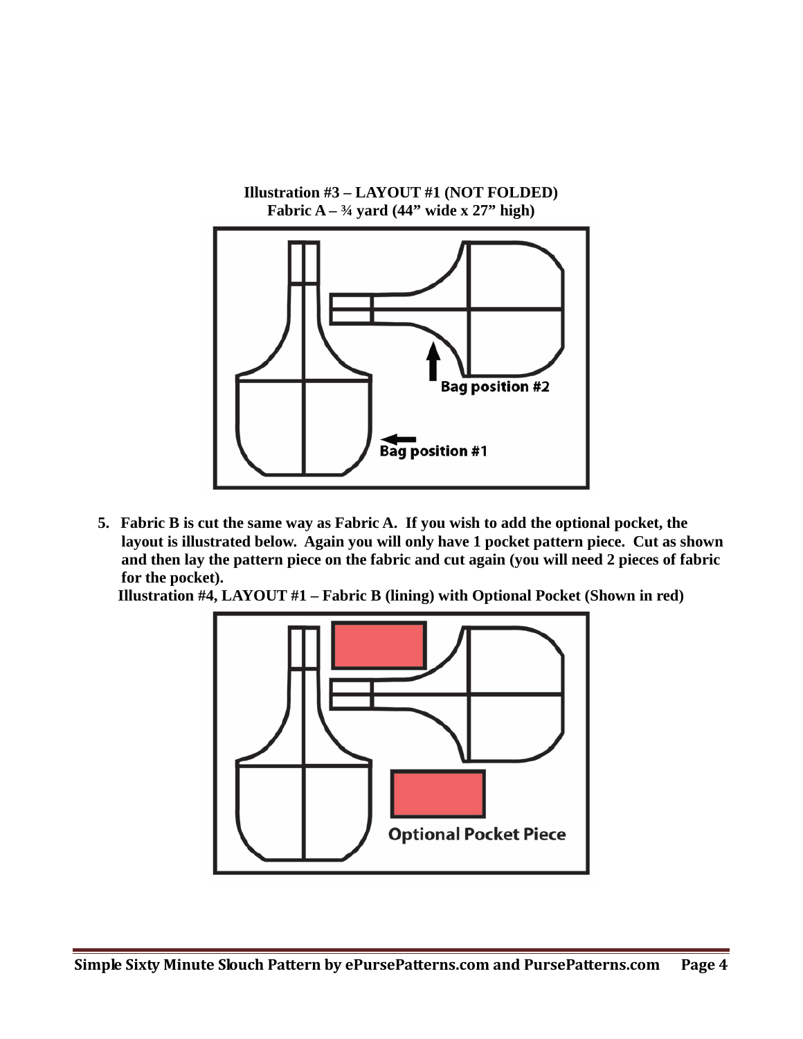**Illustration #3 – LAYOUT #1 (NOT FOLDED)**
**Fabric A – ¾ yard (44" wide x 27" high)**

5. **Fabric B is cut the same way as Fabric A. If you wish to add the optional pocket, the layout is illustrated below. Again you will only have 1 pocket pattern piece. Cut as shown and then lay the pattern piece on the fabric and cut again (you will need 2 pieces of fabric for the pocket).**

**Illustration #4, LAYOUT #1 – Fabric B (lining) with Optional Pocket (Shown in red)**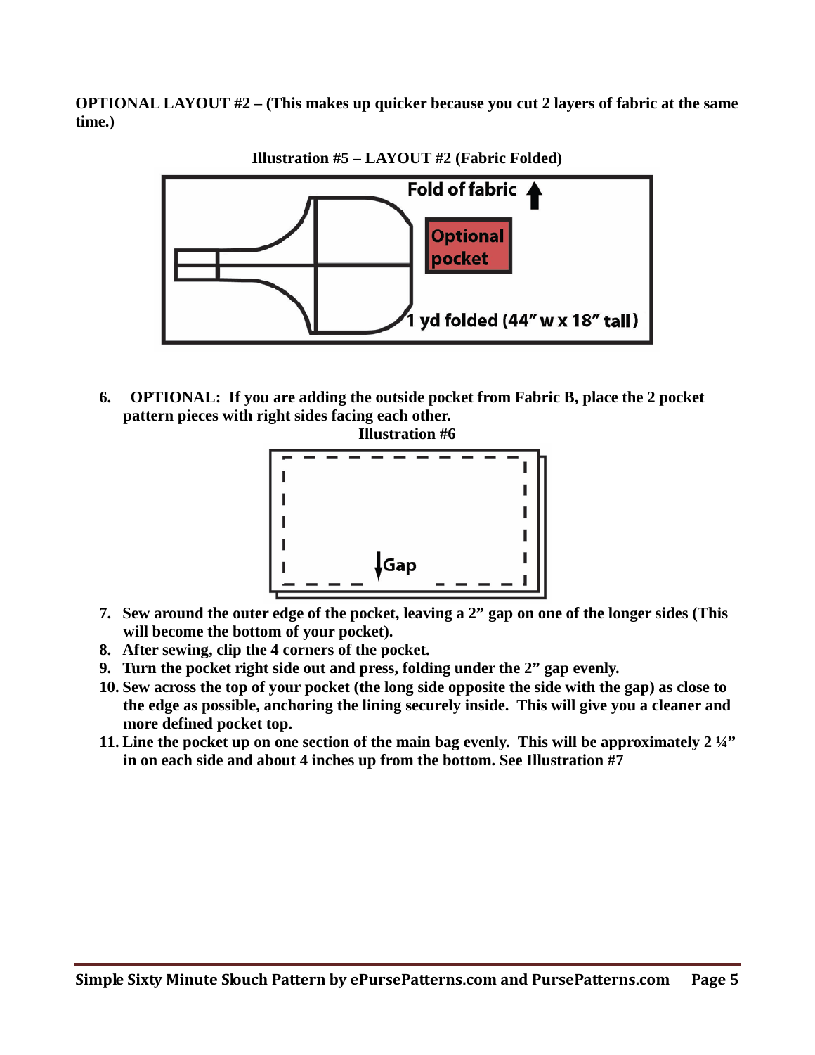**OPTIONAL LAYOUT #2 – (This makes up quicker because you cut 2 layers of fabric at the same time.)**

**Illustration #5 – LAYOUT #2 (Fabric Folded)**

Fold of fabric

Optional pocket

1 yd folded (44" w x 18" tall)

6. **OPTIONAL: If you are adding the outside pocket from Fabric B, place the 2 pocket pattern pieces with right sides facing each other.**

**Illustration #6**

Gap

7. **Sew around the outer edge of the pocket, leaving a 2" gap on one of the longer sides (This will become the bottom of your pocket).**
8. **After sewing, clip the 4 corners of the pocket.**
9. **Turn the pocket right side out and press, folding under the 2" gap evenly.**
10. **Sew across the top of your pocket (the long side opposite the side with the gap) as close to the edge as possible, anchoring the lining securely inside. This will give you a cleaner and more defined pocket top.**
11. **Line the pocket up on one section of the main bag evenly. This will be approximately 2 ¼" in on each side and about 4 inches up from the bottom. See Illustration #7**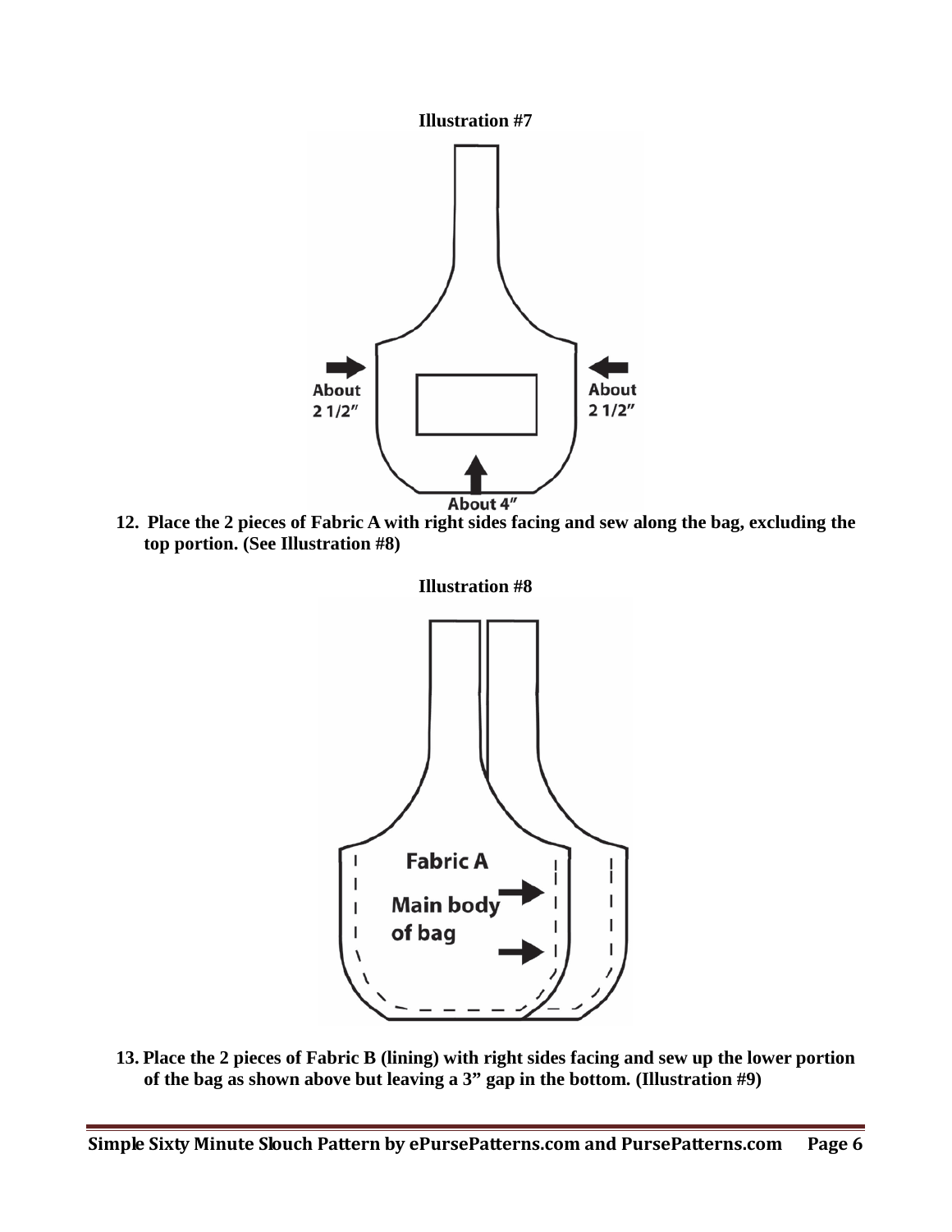**Illustration #7**

About 2 1/2"

About 2 1/2"

About 4"

**12. Place the 2 pieces of Fabric A with right sides facing and sew along the bag, excluding the top portion. (See Illustration #8)**

**Illustration #8**

Fabric A

Main body of bag

**13. Place the 2 pieces of Fabric B (lining) with right sides facing and sew up the lower portion of the bag as shown above but leaving a 3" gap in the bottom. (Illustration #9)**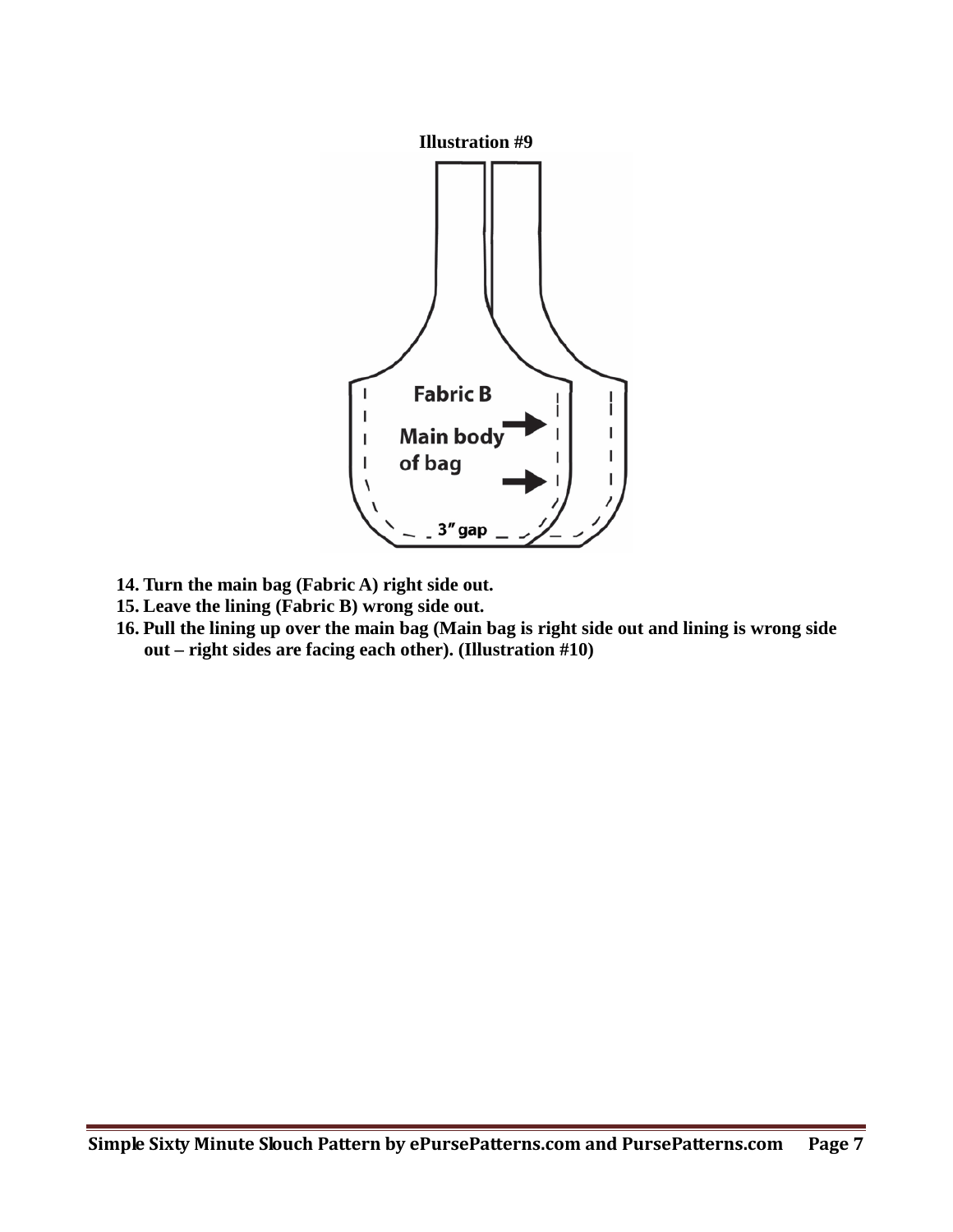**Illustration #9**

14. **Turn the main bag (Fabric A) right side out.**
15. **Leave the lining (Fabric B) wrong side out.**
16. **Pull the lining up over the main bag (Main bag is right side out and lining is wrong side out – right sides are facing each other). (Illustration #10)**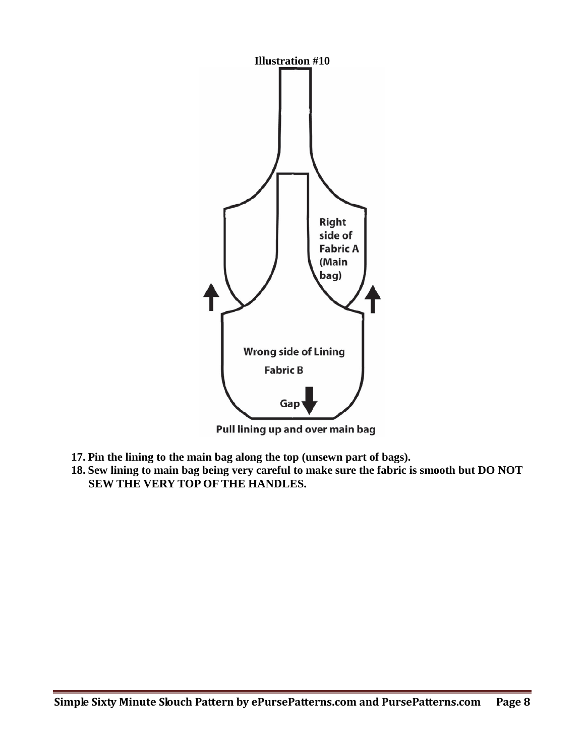**Illustration #10**

Right side of Fabric A (Main bag)

Wrong side of Lining Fabric B

Gap

Pull lining up and over main bag

17. **Pin the lining to the main bag along the top (unsewn part of bags).**
18. **Sew lining to main bag being very careful to make sure the fabric is smooth but DO NOT SEW THE VERY TOP OF THE HANDLES.**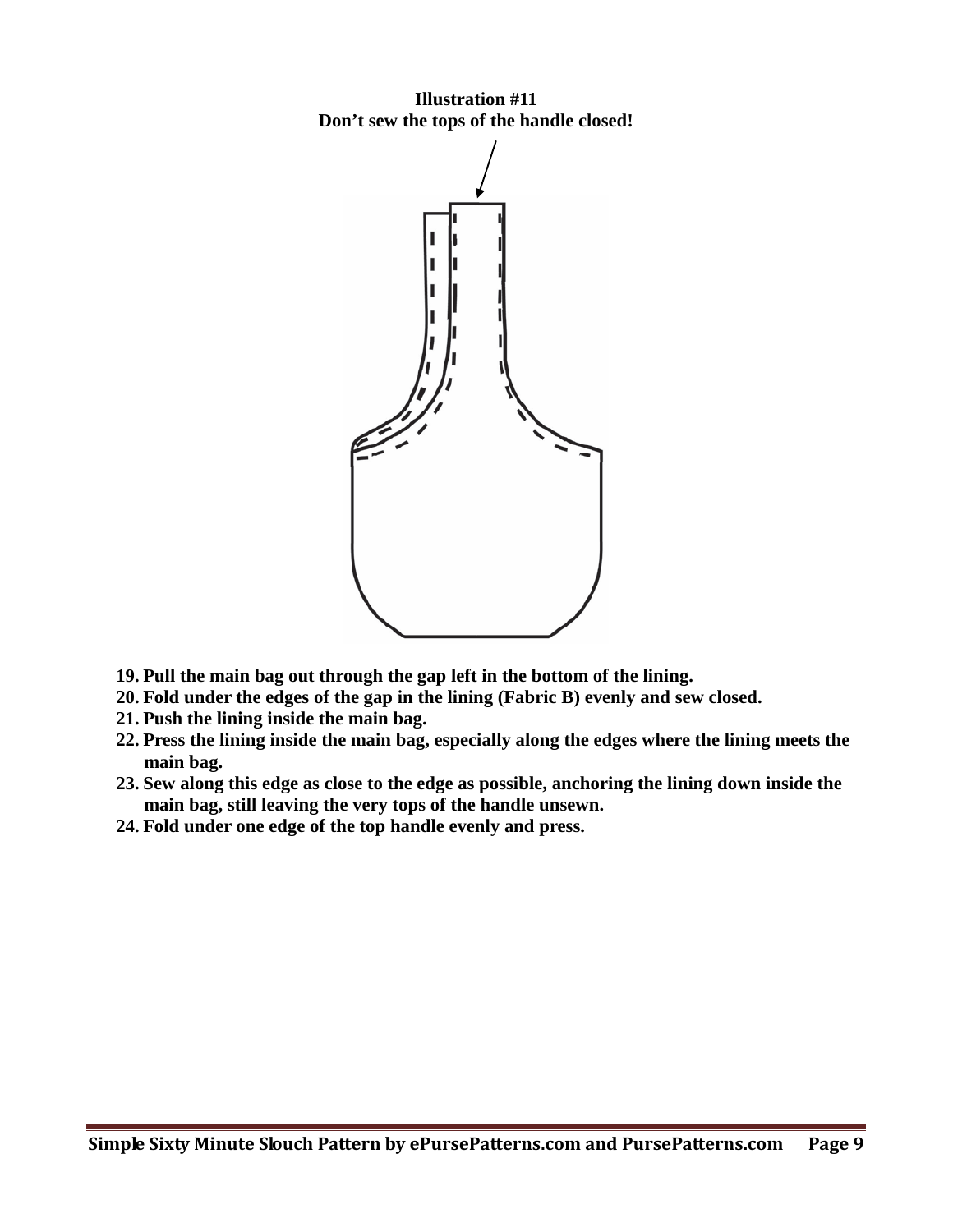**Illustration #11**
**Don't sew the tops of the handle closed!**

19. **Pull the main bag out through the gap left in the bottom of the lining.**
20. **Fold under the edges of the gap in the lining (Fabric B) evenly and sew closed.**
21. **Push the lining inside the main bag.**
22. **Press the lining inside the main bag, especially along the edges where the lining meets the main bag.**
23. **Sew along this edge as close to the edge as possible, anchoring the lining down inside the main bag, still leaving the very tops of the handle unsewn.**
24. **Fold under one edge of the top handle evenly and press.**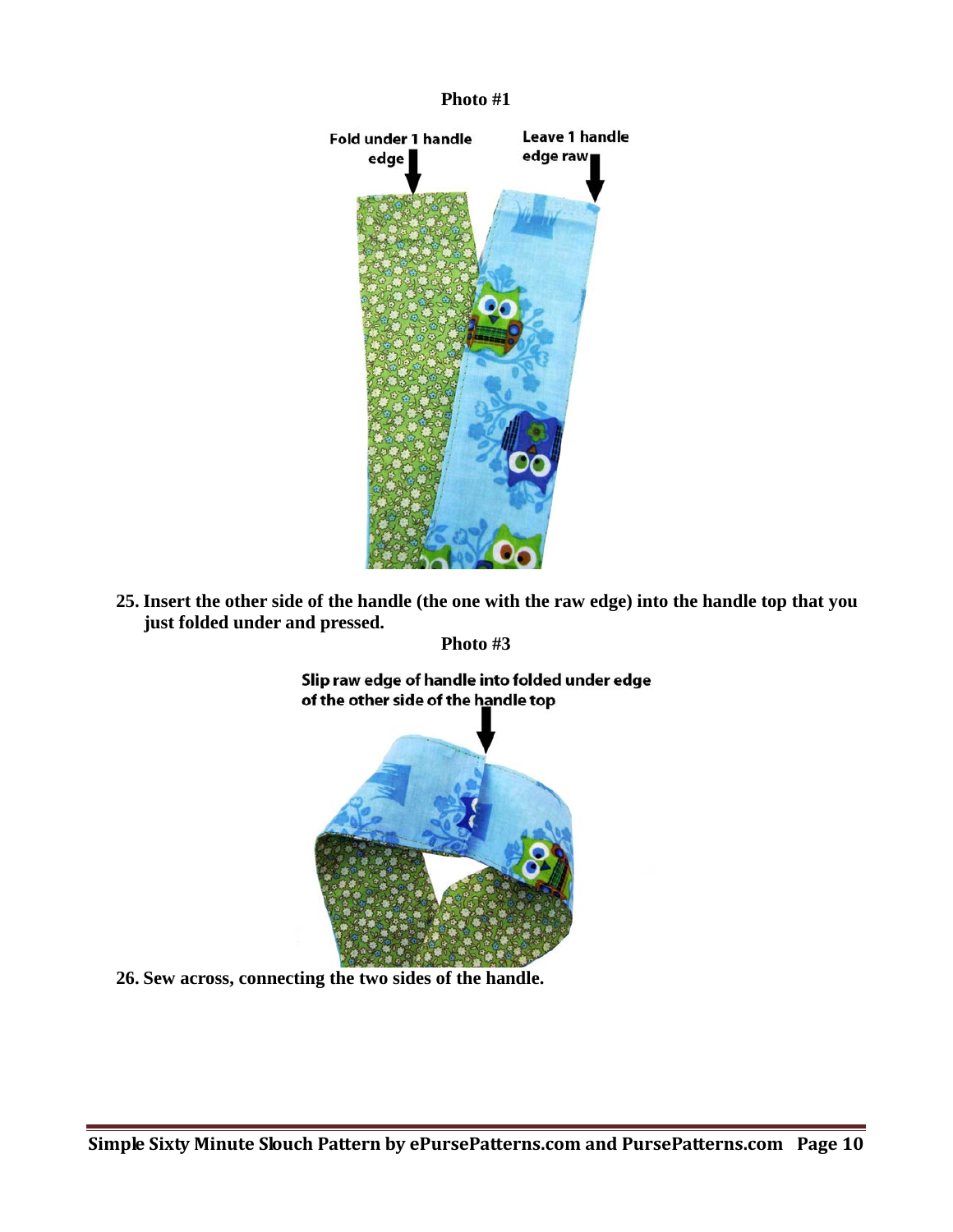**Photo #1**

Fold under 1 handle edge

Leave 1 handle edge raw

**25. Insert the other side of the handle (the one with the raw edge) into the handle top that you just folded under and pressed.**

**Photo #3**

Slip raw edge of handle into folded under edge of the other side of the handle top

**26. Sew across, connecting the two sides of the handle.**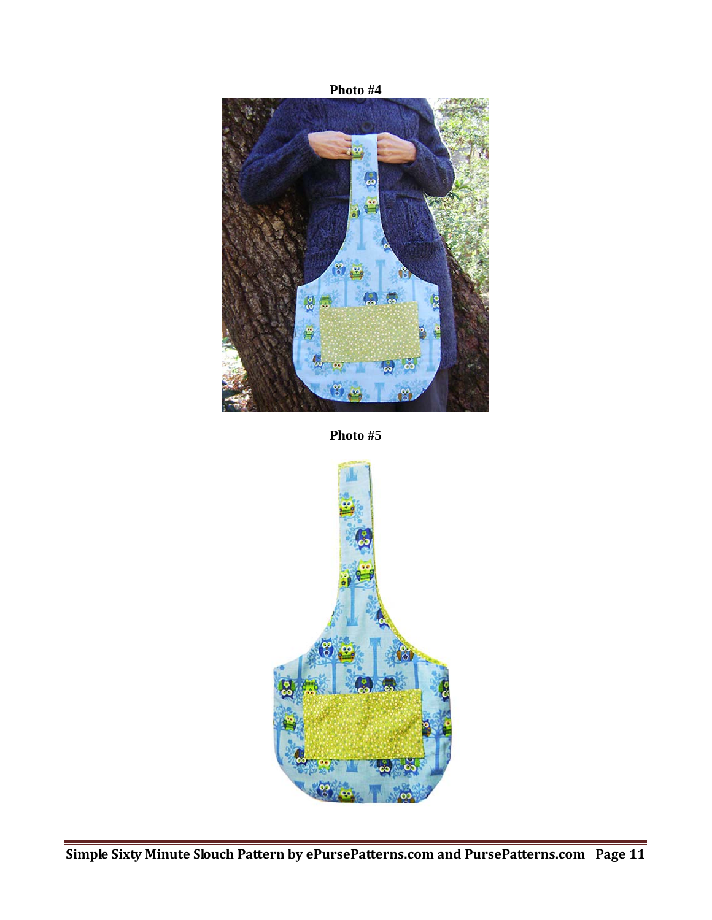**Photo #4**

**Photo #5**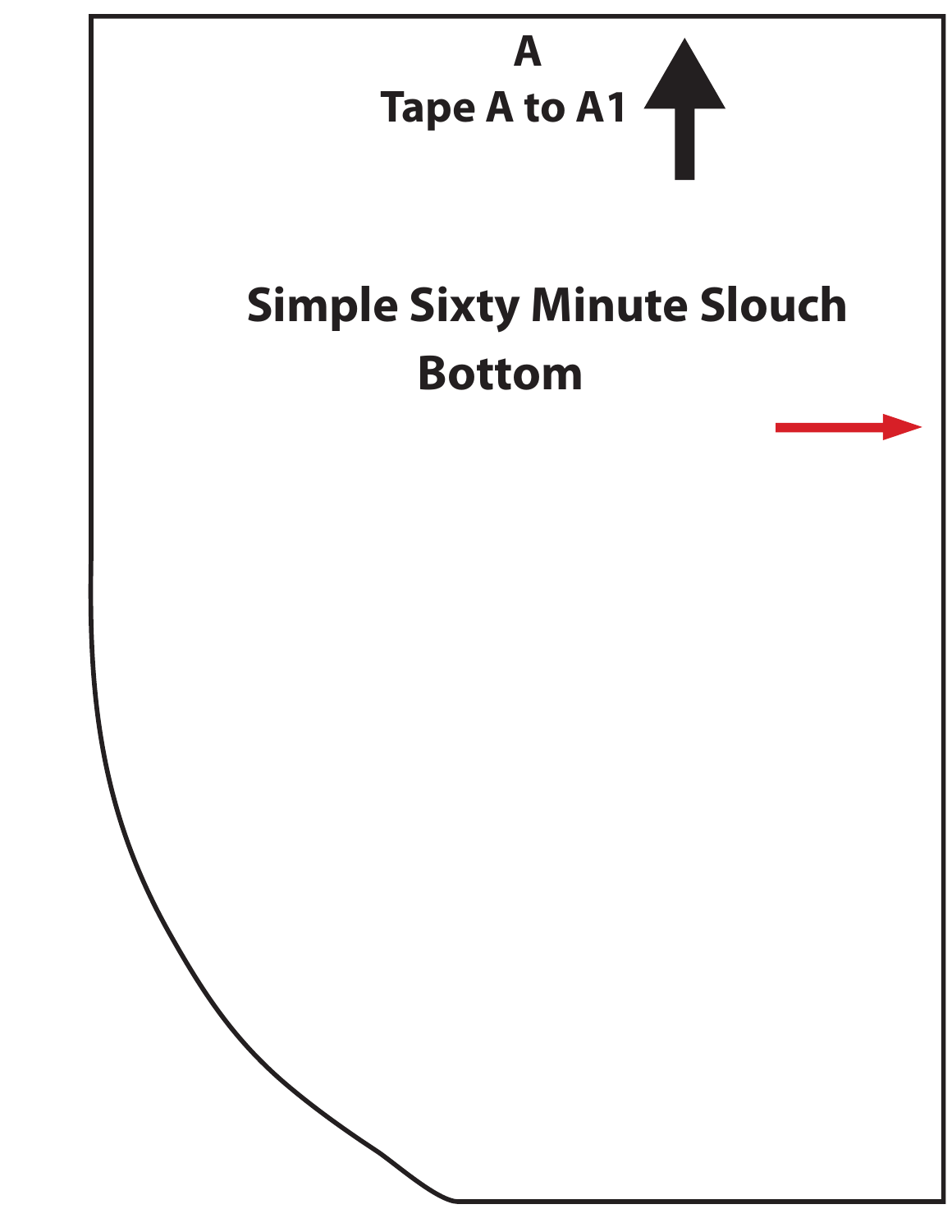**A**

**Tape A to A1**

**Simple Sixty Minute Slouch**

**Bottom**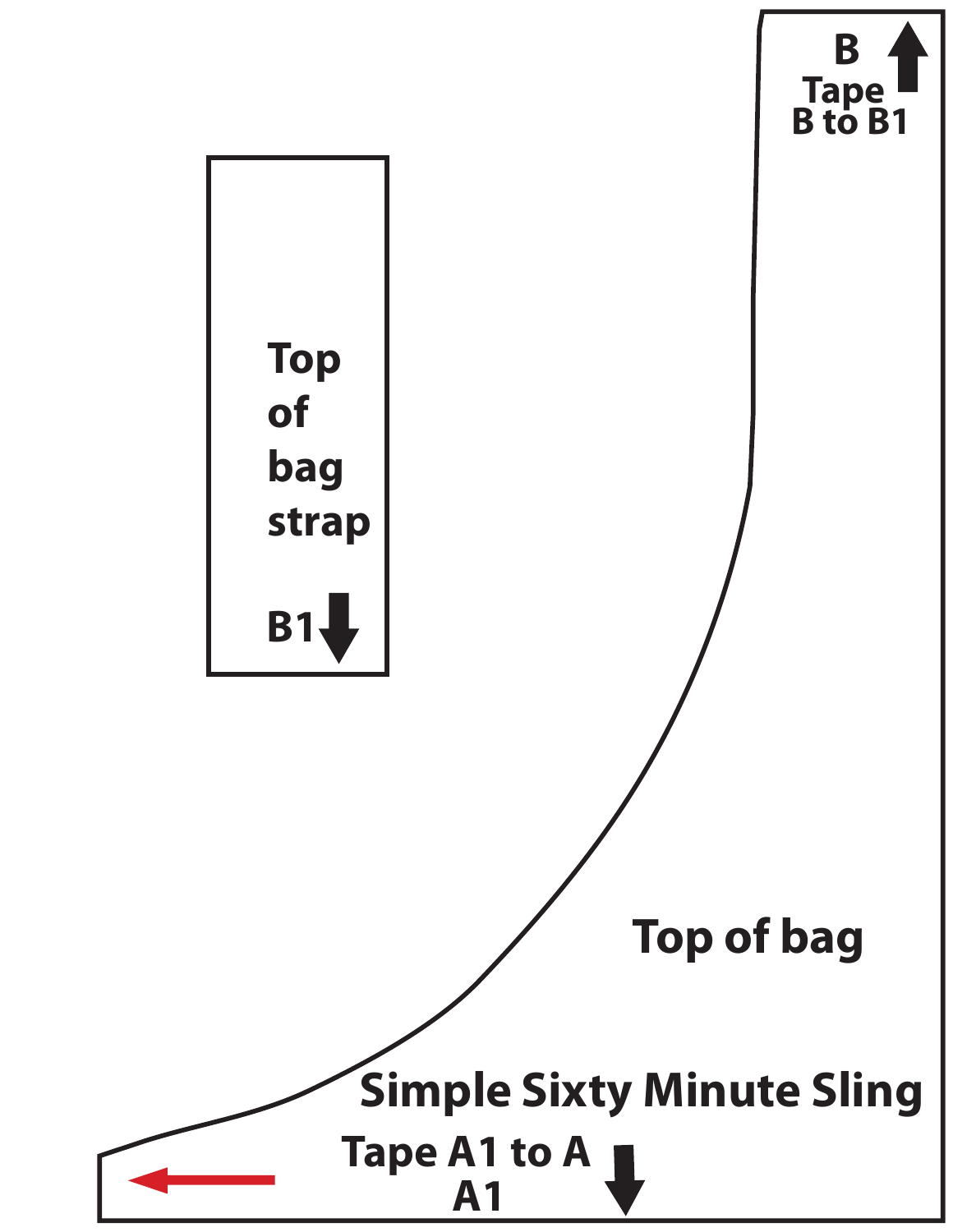B

Tape
B to B1

Top
of
bag
strap

B1

Top of bag

Simple Sixty Minute Sling

Tape A1 to A

A1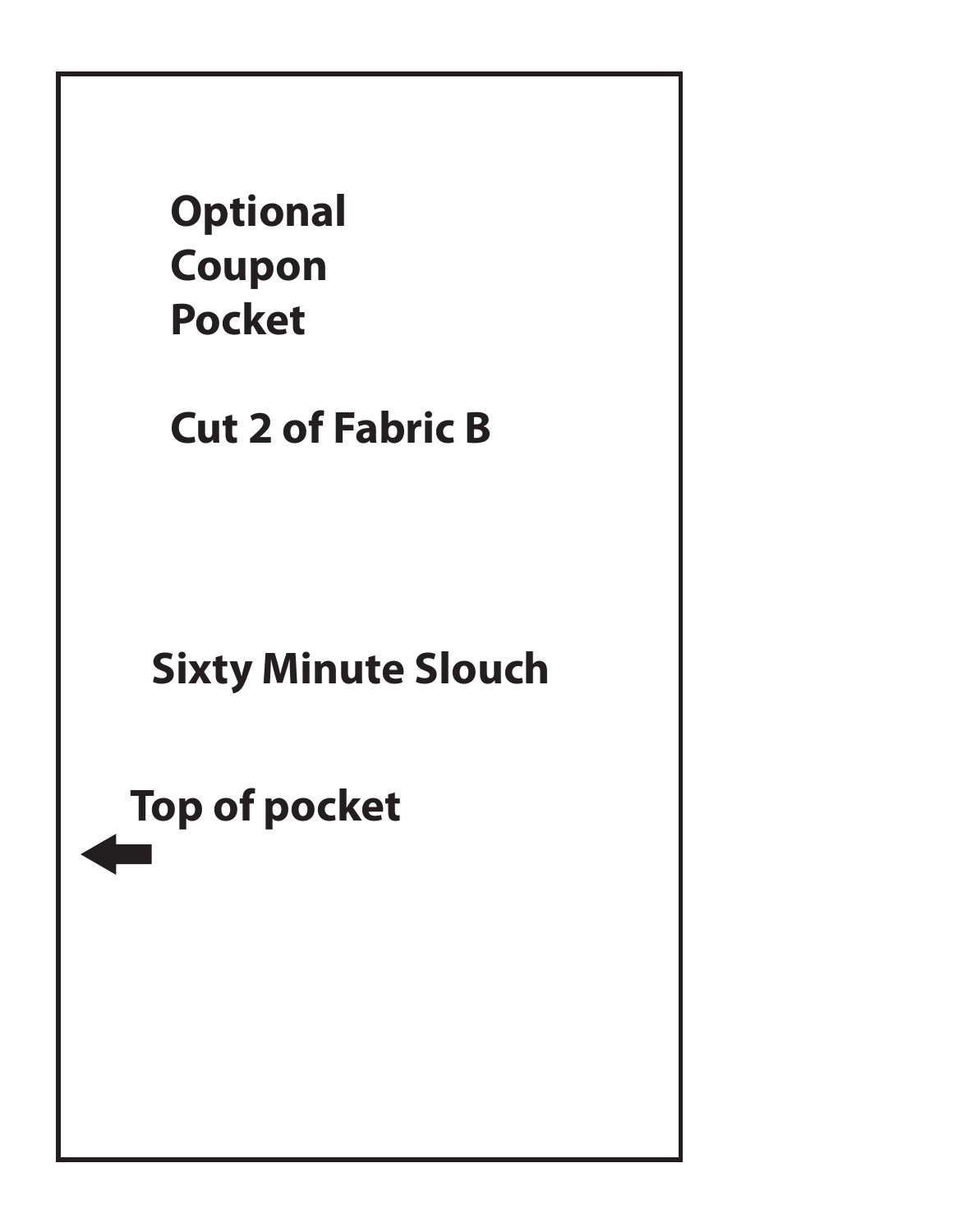**Optional**
**Coupon**
**Pocket**

**Cut 2 of Fabric B**

**Sixty Minute Slouch**

**Top of pocket**